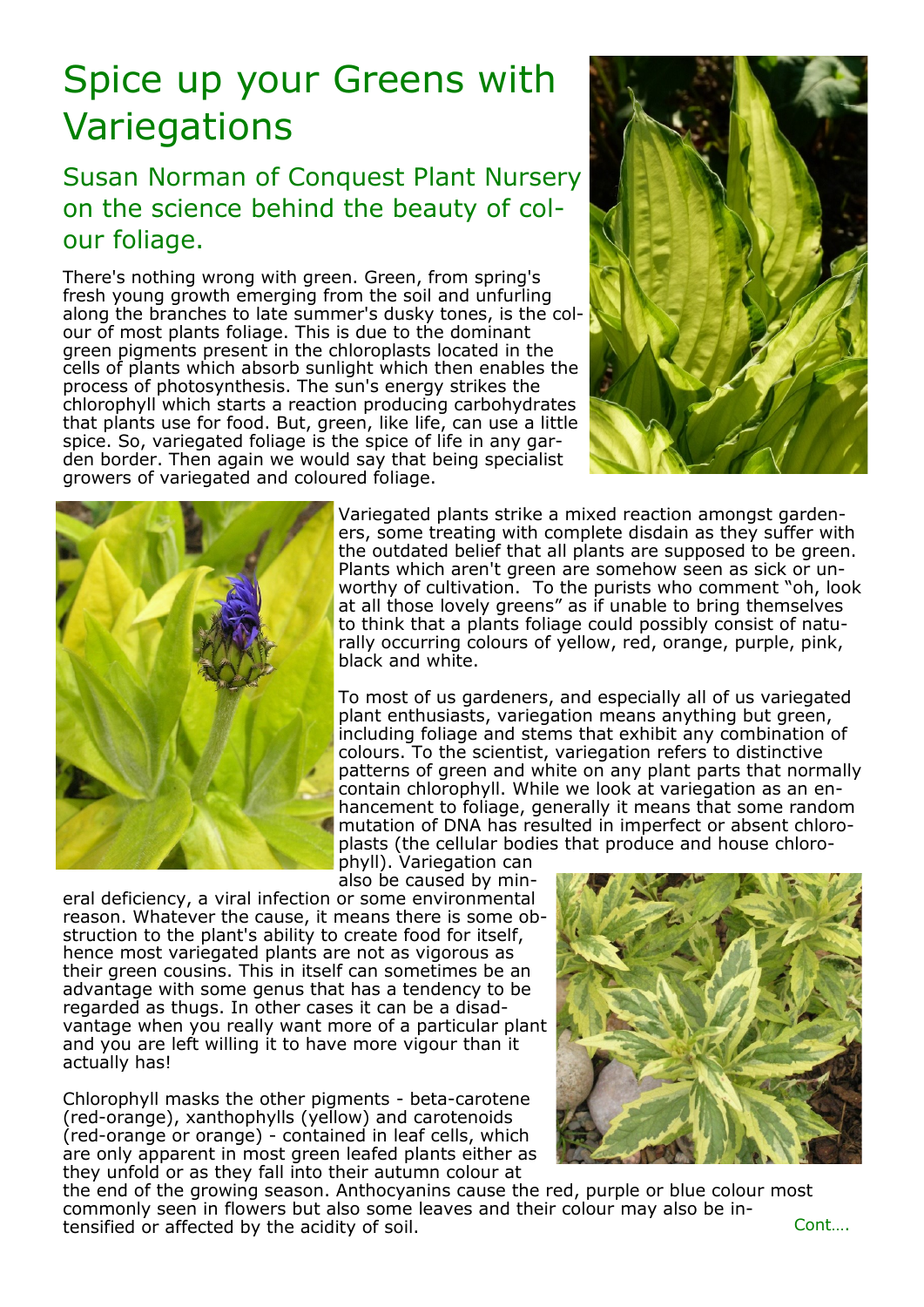# Spice up your Greens with Variegations

## Susan Norman of Conquest Plant Nursery on the science behind the beauty of colour foliage.

There's nothing wrong with green. Green, from spring's fresh young growth emerging from the soil and unfurling along the branches to late summer's dusky tones, is the colour of most plants foliage. This is due to the dominant green pigments present in the chloroplasts located in the cells of plants which absorb sunlight which then enables the process of photosynthesis. The sun's energy strikes the chlorophyll which starts a reaction producing carbohydrates that plants use for food. But, green, like life, can use a little spice. So, variegated foliage is the spice of life in any garden border. Then again we would say that being specialist growers of variegated and coloured foliage.

Variegated plants strike a mixed reaction amongst gardeners, some treating with complete disdain as they suffer with the outdated belief that all plants are supposed to be green. Plants which aren't green are somehow seen as sick or unworthy of cultivation. To the purists who comment "oh, look at all those lovely greens" as if unable to bring themselves to think that a plants foliage could possibly consist of naturally occurring colours of yellow, red, orange, purple, pink, black and white.

To most of us gardeners, and especially all of us variegated plant enthusiasts, variegation means anything but green, including foliage and stems that exhibit any combination of colours. To the scientist, variegation refers to distinctive patterns of green and white on any plant parts that normally contain chlorophyll. While we look at variegation as an enhancement to foliage, generally it means that some random mutation of DNA has resulted in imperfect or absent chloroplasts (the cellular bodies that produce and house chlorophyll). Variegation can also be caused by mineral deficiency, a viral infection or some environmental reason. Whatever the cause, it means there is some obstruction to the plant's ability to create food for itself, hence most variegated plants are not as vigorous as their green cousins. This in itself can sometimes be an advantage with some genus that has a tendency to be regarded as thugs. In other cases it can be a disadvantage when you really want more of a particular plant and you are left willing it to have more vigour than it actually has!

Chlorophyll masks the other pigments - beta-carotene (red-orange), xanthophylls (yellow) and carotenoids (red-orange or orange) - contained in leaf cells, which are only apparent in most green leafed plants either as they unfold or as they fall into their autumn colour at the end of the growing season. Anthocyanins cause the red, purple or blue colour most commonly seen in flowers but also some leaves and their colour may also be intensified or affected by the acidity of soil.

Cont….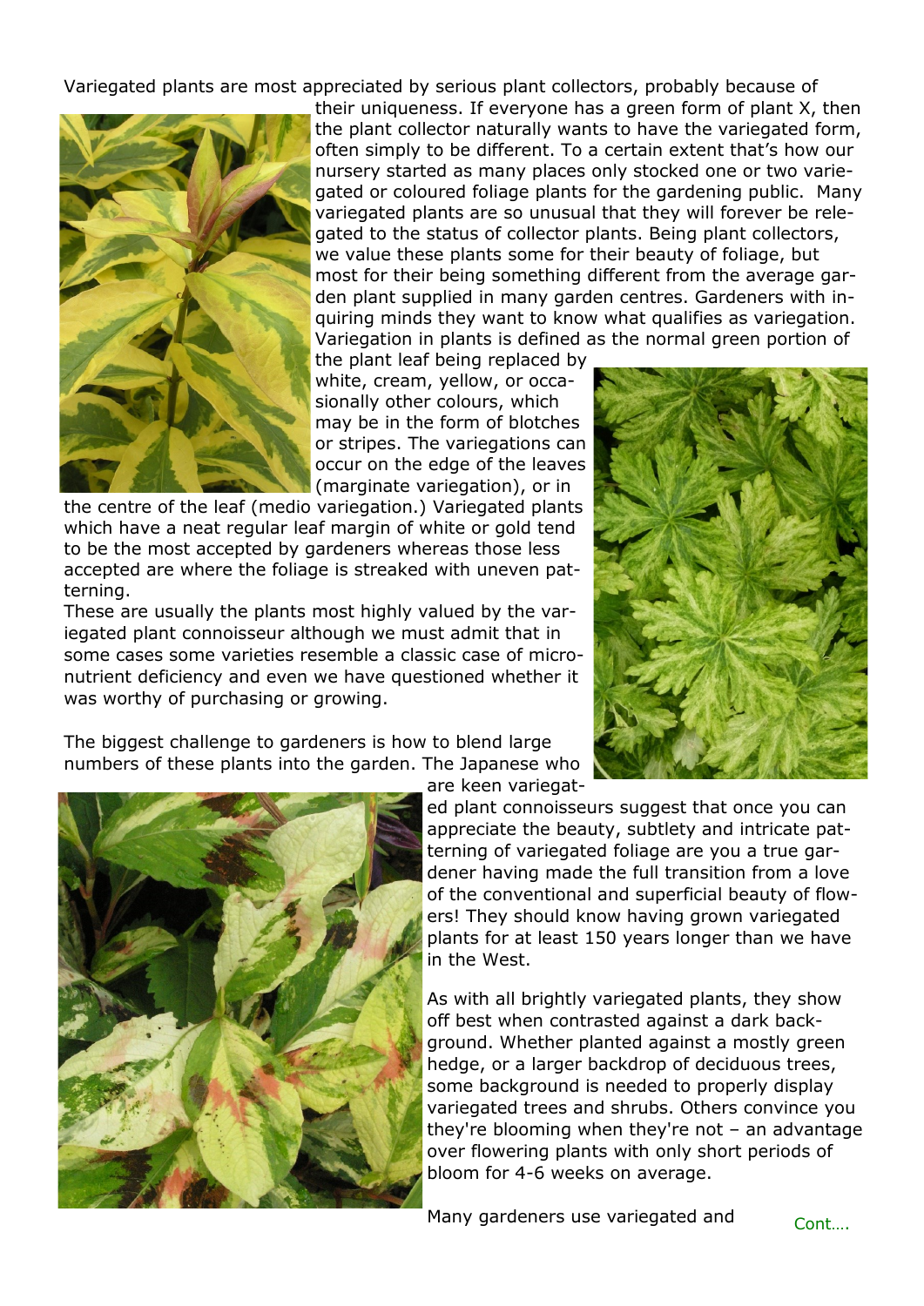Variegated plants are most appreciated by serious plant collectors, probably because of their uniqueness. If everyone has a green form of plant X, then the plant collector naturally wants to have the variegated form, often simply to be different. To a certain extent that's how our nursery started as many places only stocked one or two variegated or coloured foliage plants for the gardening public. Many variegated plants are so unusual that they will forever be relegated to the status of collector plants. Being plant collectors, we value these plants some for their beauty of foliage, but most for their being something different from the average garden plant supplied in many garden centres. Gardeners with inquiring minds they want to know what qualifies as variegation. Variegation in plants is defined as the normal green portion of the plant leaf being replaced by white, cream, yellow, or occasionally other colours, which may be in the form of blotches or stripes. The variegations can occur on the edge of the leaves (marginate variegation), or in the centre of the leaf (medio variegation.) Variegated plants which have a neat regular leaf margin of white or gold tend to be the most accepted by gardeners whereas those less accepted are where the foliage is streaked with uneven patterning.

These are usually the plants most highly valued by the variegated plant connoisseur although we must admit that in some cases some varieties resemble a classic case of micronutrient deficiency and even we have questioned whether it was worthy of purchasing or growing.

The biggest challenge to gardeners is how to blend large numbers of these plants into the garden. The Japanese who are keen variegated plant connoisseurs suggest that once you can appreciate the beauty, subtlety and intricate patterning of variegated foliage are you a true gardener having made the full transition from a love of the conventional and superficial beauty of flowers! They should know having grown variegated plants for at least 150 years longer than we have in the West.

As with all brightly variegated plants, they show off best when contrasted against a dark background. Whether planted against a mostly green hedge, or a larger backdrop of deciduous trees, some background is needed to properly display variegated trees and shrubs. Others convince you they're blooming when they're not – an advantage over flowering plants with only short periods of bloom for 4-6 weeks on average.

Many gardeners use variegated and

Cont….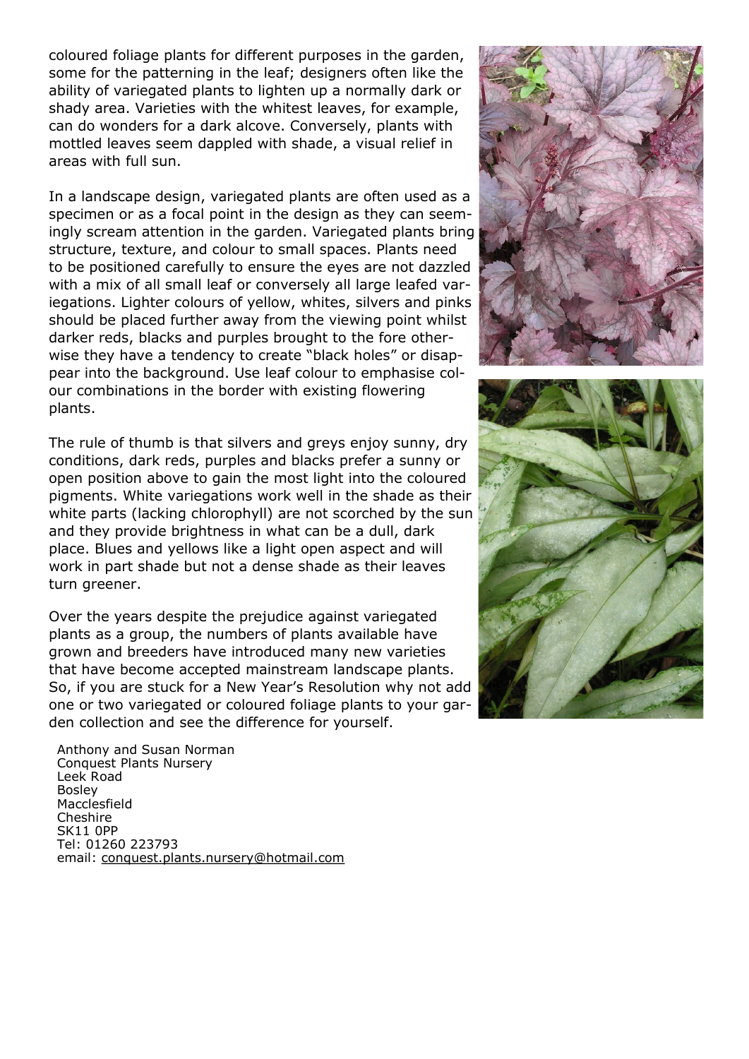coloured foliage plants for different purposes in the garden, some for the patterning in the leaf; designers often like the ability of variegated plants to lighten up a normally dark or shady area. Varieties with the whitest leaves, for example, can do wonders for a dark alcove. Conversely, plants with mottled leaves seem dappled with shade, a visual relief in areas with full sun.

In a landscape design, variegated plants are often used as a specimen or as a focal point in the design as they can seemingly scream attention in the garden. Variegated plants bring structure, texture, and colour to small spaces. Plants need to be positioned carefully to ensure the eyes are not dazzled with a mix of all small leaf or conversely all large leafed variegations. Lighter colours of yellow, whites, silvers and pinks should be placed further away from the viewing point whilst darker reds, blacks and purples brought to the fore otherwise they have a tendency to create "black holes" or disappear into the background. Use leaf colour to emphasise colour combinations in the border with existing flowering plants.

The rule of thumb is that silvers and greys enjoy sunny, dry conditions, dark reds, purples and blacks prefer a sunny or open position above to gain the most light into the coloured pigments. White variegations work well in the shade as their white parts (lacking chlorophyll) are not scorched by the sun and they provide brightness in what can be a dull, dark place. Blues and yellows like a light open aspect and will work in part shade but not a dense shade as their leaves turn greener.

Over the years despite the prejudice against variegated plants as a group, the numbers of plants available have grown and breeders have introduced many new varieties that have become accepted mainstream landscape plants. So, if you are stuck for a New Year's Resolution why not add one or two variegated or coloured foliage plants to your garden collection and see the difference for yourself.

Anthony and Susan Norman
Conquest Plants Nursery
Leek Road
Bosley
Macclesfield
Cheshire
SK11 0PP
Tel: 01260 223793
email: conquest.plants.nursery@hotmail.com